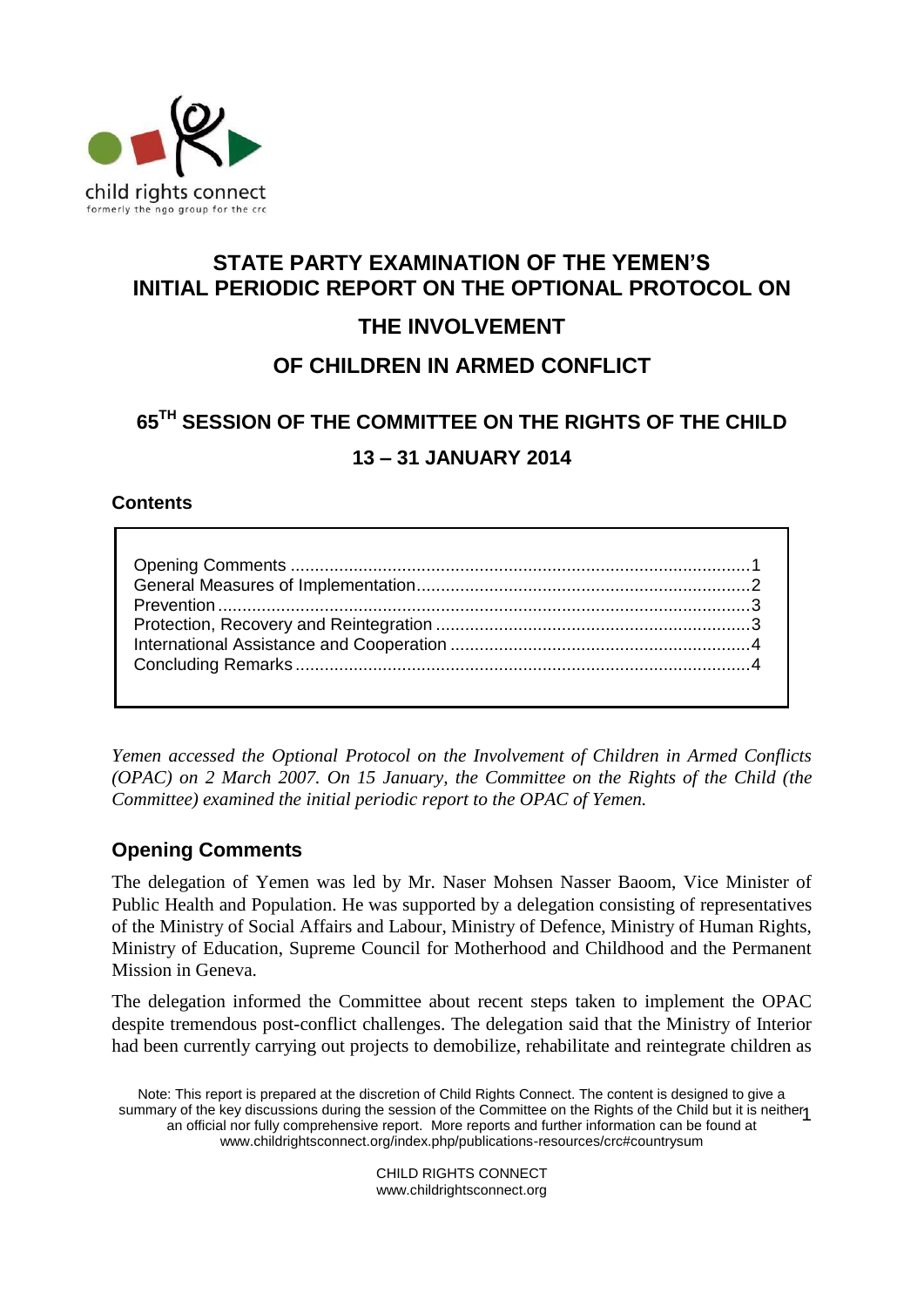child rights connect
formerly the ngo group for the crc

# STATE PARTY EXAMINATION OF THE YEMEN'S INITIAL PERIODIC REPORT ON THE OPTIONAL PROTOCOL ON THE INVOLVEMENT OF CHILDREN IN ARMED CONFLICT

## 65[TH] SESSION OF THE COMMITTEE ON THE RIGHTS OF THE CHILD

## 13 – 31 JANUARY 2014

**Contents**

Opening Comments ..............................................................................................1
General Measures of Implementation....................................................................2
Prevention .............................................................................................................3
Protection, Recovery and Reintegration ................................................................3
International Assistance and Cooperation .............................................................4
Concluding Remarks.............................................................................................4

*Yemen accessed the Optional Protocol on the Involvement of Children in Armed Conflicts (OPAC) on 2 March 2007. On 15 January, the Committee on the Rights of the Child (the Committee) examined the initial periodic report to the OPAC of Yemen.*

## Opening Comments

The delegation of Yemen was led by Mr. Naser Mohsen Nasser Baoom, Vice Minister of Public Health and Population. He was supported by a delegation consisting of representatives of the Ministry of Social Affairs and Labour, Ministry of Defence, Ministry of Human Rights, Ministry of Education, Supreme Council for Motherhood and Childhood and the Permanent Mission in Geneva.

The delegation informed the Committee about recent steps taken to implement the OPAC despite tremendous post-conflict challenges. The delegation said that the Ministry of Interior had been currently carrying out projects to demobilize, rehabilitate and reintegrate children as

Note: This report is prepared at the discretion of Child Rights Connect. The content is designed to give a summary of the key discussions during the session of the Committee on the Rights of the Child but it is neither an official nor fully comprehensive report. More reports and further information can be found at www.childrightsconnect.org/index.php/publications-resources/crc#countrysum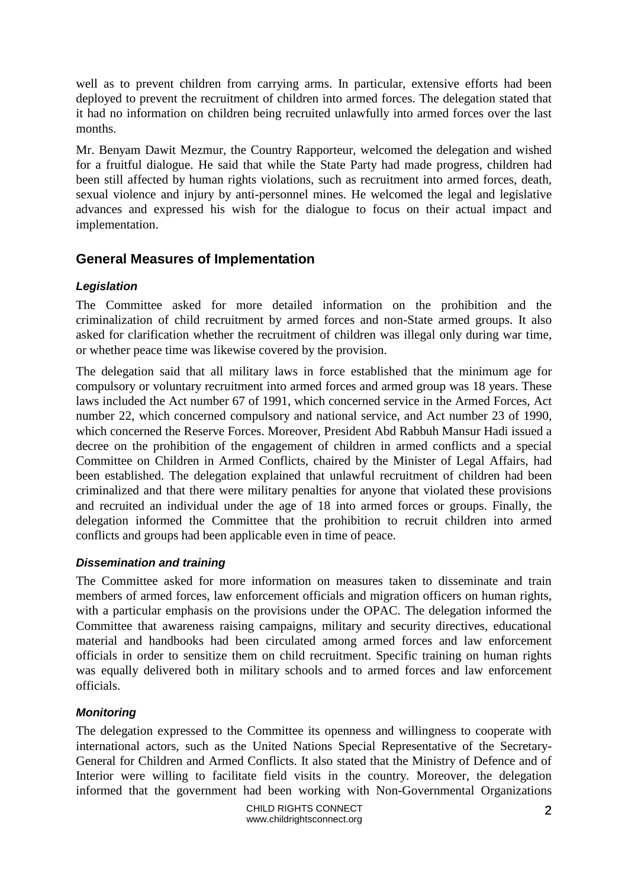well as to prevent children from carrying arms. In particular, extensive efforts had been deployed to prevent the recruitment of children into armed forces. The delegation stated that it had no information on children being recruited unlawfully into armed forces over the last months.

Mr. Benyam Dawit Mezmur, the Country Rapporteur, welcomed the delegation and wished for a fruitful dialogue. He said that while the State Party had made progress, children had been still affected by human rights violations, such as recruitment into armed forces, death, sexual violence and injury by anti-personnel mines. He welcomed the legal and legislative advances and expressed his wish for the dialogue to focus on their actual impact and implementation.

## General Measures of Implementation

### *Legislation*

The Committee asked for more detailed information on the prohibition and the criminalization of child recruitment by armed forces and non-State armed groups. It also asked for clarification whether the recruitment of children was illegal only during war time, or whether peace time was likewise covered by the provision.

The delegation said that all military laws in force established that the minimum age for compulsory or voluntary recruitment into armed forces and armed group was 18 years. These laws included the Act number 67 of 1991, which concerned service in the Armed Forces, Act number 22, which concerned compulsory and national service, and Act number 23 of 1990, which concerned the Reserve Forces. Moreover, President Abd Rabbuh Mansur Hadi issued a decree on the prohibition of the engagement of children in armed conflicts and a special Committee on Children in Armed Conflicts, chaired by the Minister of Legal Affairs, had been established. The delegation explained that unlawful recruitment of children had been criminalized and that there were military penalties for anyone that violated these provisions and recruited an individual under the age of 18 into armed forces or groups. Finally, the delegation informed the Committee that the prohibition to recruit children into armed conflicts and groups had been applicable even in time of peace.

### *Dissemination and training*

The Committee asked for more information on measures taken to disseminate and train members of armed forces, law enforcement officials and migration officers on human rights, with a particular emphasis on the provisions under the OPAC. The delegation informed the Committee that awareness raising campaigns, military and security directives, educational material and handbooks had been circulated among armed forces and law enforcement officials in order to sensitize them on child recruitment. Specific training on human rights was equally delivered both in military schools and to armed forces and law enforcement officials.

### *Monitoring*

The delegation expressed to the Committee its openness and willingness to cooperate with international actors, such as the United Nations Special Representative of the Secretary-General for Children and Armed Conflicts. It also stated that the Ministry of Defence and of Interior were willing to facilitate field visits in the country. Moreover, the delegation informed that the government had been working with Non-Governmental Organizations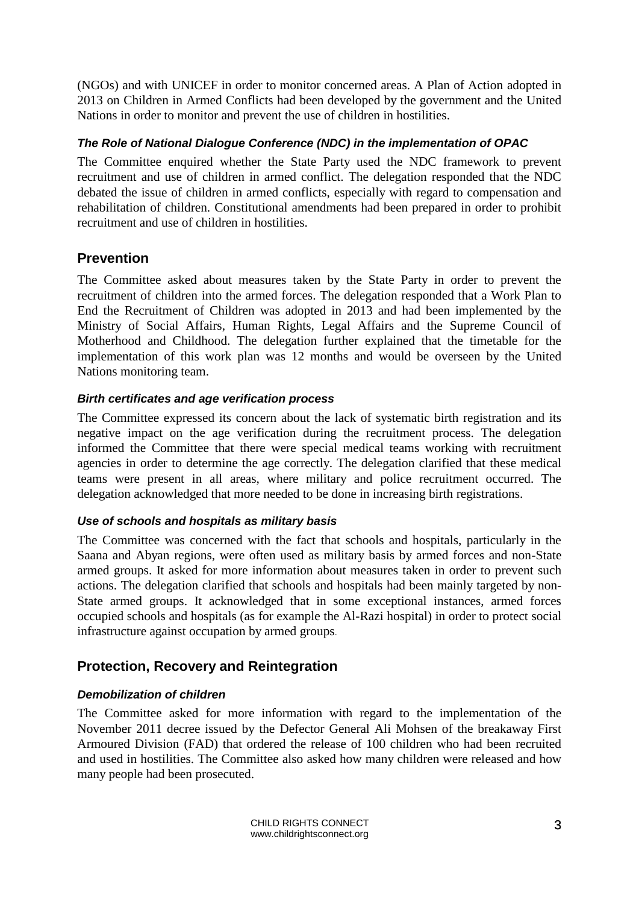(NGOs) and with UNICEF in order to monitor concerned areas. A Plan of Action adopted in 2013 on Children in Armed Conflicts had been developed by the government and the United Nations in order to monitor and prevent the use of children in hostilities.

### *The Role of National Dialogue Conference (NDC) in the implementation of OPAC*

The Committee enquired whether the State Party used the NDC framework to prevent recruitment and use of children in armed conflict. The delegation responded that the NDC debated the issue of children in armed conflicts, especially with regard to compensation and rehabilitation of children. Constitutional amendments had been prepared in order to prohibit recruitment and use of children in hostilities.

## Prevention

The Committee asked about measures taken by the State Party in order to prevent the recruitment of children into the armed forces. The delegation responded that a Work Plan to End the Recruitment of Children was adopted in 2013 and had been implemented by the Ministry of Social Affairs, Human Rights, Legal Affairs and the Supreme Council of Motherhood and Childhood. The delegation further explained that the timetable for the implementation of this work plan was 12 months and would be overseen by the United Nations monitoring team.

### *Birth certificates and age verification process*

The Committee expressed its concern about the lack of systematic birth registration and its negative impact on the age verification during the recruitment process. The delegation informed the Committee that there were special medical teams working with recruitment agencies in order to determine the age correctly. The delegation clarified that these medical teams were present in all areas, where military and police recruitment occurred. The delegation acknowledged that more needed to be done in increasing birth registrations.

### *Use of schools and hospitals as military basis*

The Committee was concerned with the fact that schools and hospitals, particularly in the Saana and Abyan regions, were often used as military basis by armed forces and non-State armed groups. It asked for more information about measures taken in order to prevent such actions. The delegation clarified that schools and hospitals had been mainly targeted by non-State armed groups. It acknowledged that in some exceptional instances, armed forces occupied schools and hospitals (as for example the Al-Razi hospital) in order to protect social infrastructure against occupation by armed groups.

## Protection, Recovery and Reintegration

### *Demobilization of children*

The Committee asked for more information with regard to the implementation of the November 2011 decree issued by the Defector General Ali Mohsen of the breakaway First Armoured Division (FAD) that ordered the release of 100 children who had been recruited and used in hostilities. The Committee also asked how many children were released and how many people had been prosecuted.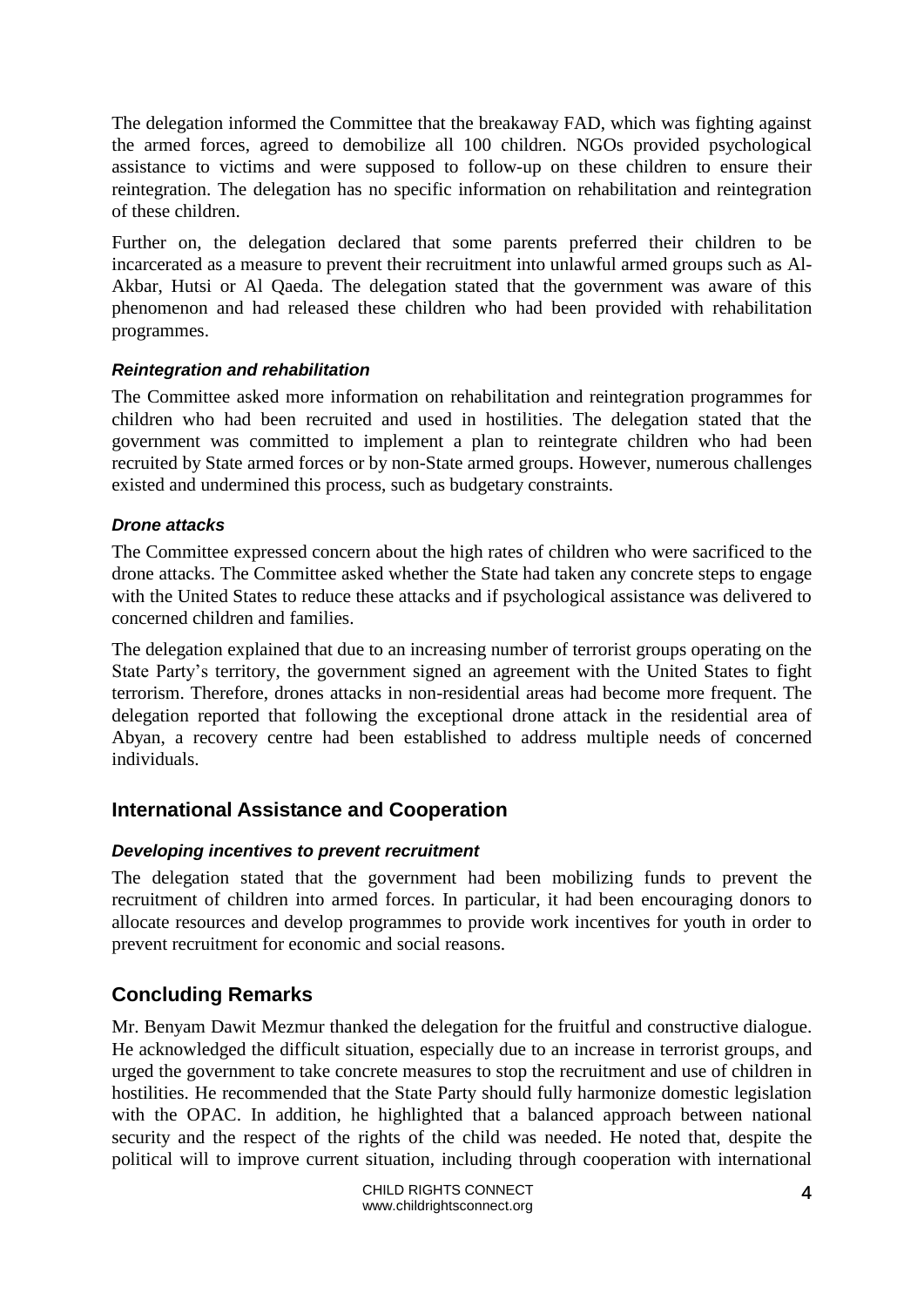The delegation informed the Committee that the breakaway FAD, which was fighting against the armed forces, agreed to demobilize all 100 children. NGOs provided psychological assistance to victims and were supposed to follow-up on these children to ensure their reintegration. The delegation has no specific information on rehabilitation and reintegration of these children.

Further on, the delegation declared that some parents preferred their children to be incarcerated as a measure to prevent their recruitment into unlawful armed groups such as Al-Akbar, Hutsi or Al Qaeda. The delegation stated that the government was aware of this phenomenon and had released these children who had been provided with rehabilitation programmes.

#### *Reintegration and rehabilitation*

The Committee asked more information on rehabilitation and reintegration programmes for children who had been recruited and used in hostilities. The delegation stated that the government was committed to implement a plan to reintegrate children who had been recruited by State armed forces or by non-State armed groups. However, numerous challenges existed and undermined this process, such as budgetary constraints.

#### *Drone attacks*

The Committee expressed concern about the high rates of children who were sacrificed to the drone attacks. The Committee asked whether the State had taken any concrete steps to engage with the United States to reduce these attacks and if psychological assistance was delivered to concerned children and families.

The delegation explained that due to an increasing number of terrorist groups operating on the State Party's territory, the government signed an agreement with the United States to fight terrorism. Therefore, drones attacks in non-residential areas had become more frequent. The delegation reported that following the exceptional drone attack in the residential area of Abyan, a recovery centre had been established to address multiple needs of concerned individuals.

## International Assistance and Cooperation

#### *Developing incentives to prevent recruitment*

The delegation stated that the government had been mobilizing funds to prevent the recruitment of children into armed forces. In particular, it had been encouraging donors to allocate resources and develop programmes to provide work incentives for youth in order to prevent recruitment for economic and social reasons.

## Concluding Remarks

Mr. Benyam Dawit Mezmur thanked the delegation for the fruitful and constructive dialogue. He acknowledged the difficult situation, especially due to an increase in terrorist groups, and urged the government to take concrete measures to stop the recruitment and use of children in hostilities. He recommended that the State Party should fully harmonize domestic legislation with the OPAC. In addition, he highlighted that a balanced approach between national security and the respect of the rights of the child was needed. He noted that, despite the political will to improve current situation, including through cooperation with international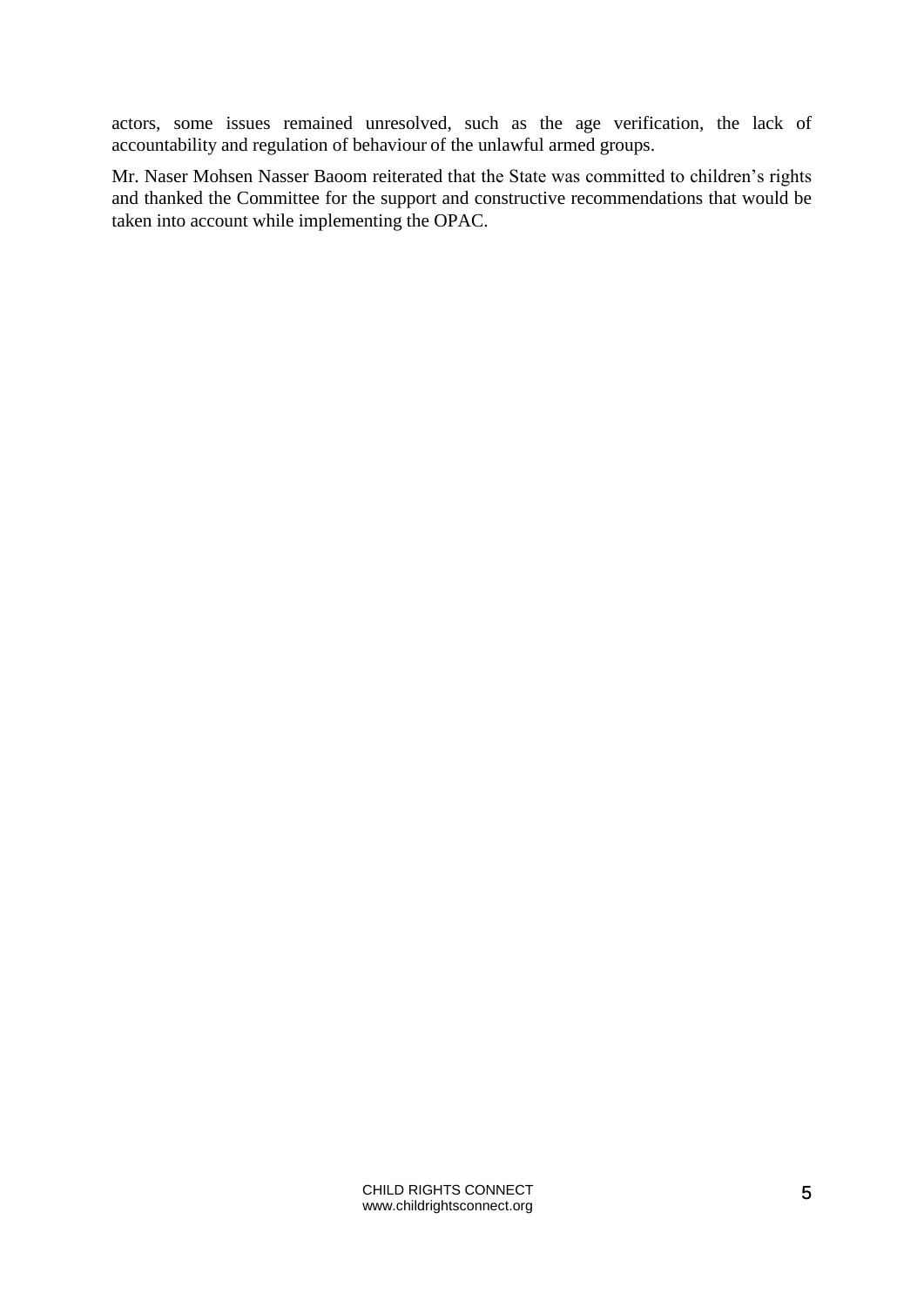actors, some issues remained unresolved, such as the age verification, the lack of accountability and regulation of behaviour of the unlawful armed groups.

Mr. Naser Mohsen Nasser Baoom reiterated that the State was committed to children's rights and thanked the Committee for the support and constructive recommendations that would be taken into account while implementing the OPAC.